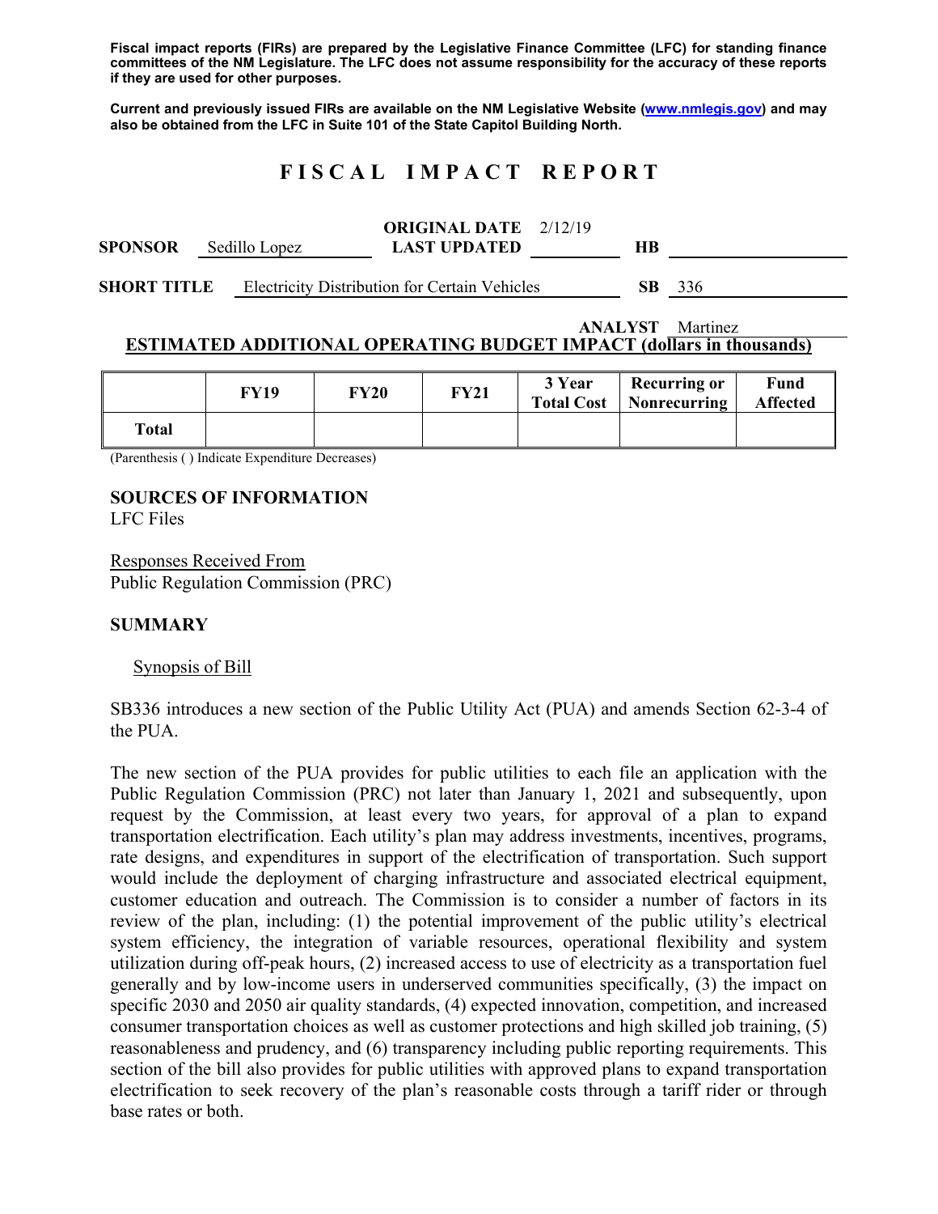**Fiscal impact reports (FIRs) are prepared by the Legislative Finance Committee (LFC) for standing finance committees of the NM Legislature. The LFC does not assume responsibility for the accuracy of these reports if they are used for other purposes.**

**Current and previously issued FIRs are available on the NM Legislative Website ([www.nmlegis.gov](http://www.nmlegis.gov)) and may also be obtained from the LFC in Suite 101 of the State Capitol Building North.**

# FISCAL IMPACT REPORT

**SPONSOR** Sedillo Lopez **ORIGINAL DATE** 2/12/19 **LAST UPDATED** **HB**

**SHORT TITLE** Electricity Distribution for Certain Vehicles **SB** 336

**ANALYST** Martinez

**ESTIMATED ADDITIONAL OPERATING BUDGET IMPACT (dollars in thousands)**

| | FY19 | FY20 | FY21 | 3 Year Total Cost | Recurring or Nonrecurring | Fund Affected |
|---|---|---|---|---|---|---|
| **Total** | | | | | | |

(Parenthesis ( ) Indicate Expenditure Decreases)

**SOURCES OF INFORMATION**
LFC Files

Responses Received From
Public Regulation Commission (PRC)

**SUMMARY**

Synopsis of Bill

SB336 introduces a new section of the Public Utility Act (PUA) and amends Section 62-3-4 of the PUA.

The new section of the PUA provides for public utilities to each file an application with the Public Regulation Commission (PRC) not later than January 1, 2021 and subsequently, upon request by the Commission, at least every two years, for approval of a plan to expand transportation electrification. Each utility's plan may address investments, incentives, programs, rate designs, and expenditures in support of the electrification of transportation. Such support would include the deployment of charging infrastructure and associated electrical equipment, customer education and outreach. The Commission is to consider a number of factors in its review of the plan, including: (1) the potential improvement of the public utility's electrical system efficiency, the integration of variable resources, operational flexibility and system utilization during off-peak hours, (2) increased access to use of electricity as a transportation fuel generally and by low-income users in underserved communities specifically, (3) the impact on specific 2030 and 2050 air quality standards, (4) expected innovation, competition, and increased consumer transportation choices as well as customer protections and high skilled job training, (5) reasonableness and prudency, and (6) transparency including public reporting requirements. This section of the bill also provides for public utilities with approved plans to expand transportation electrification to seek recovery of the plan's reasonable costs through a tariff rider or through base rates or both.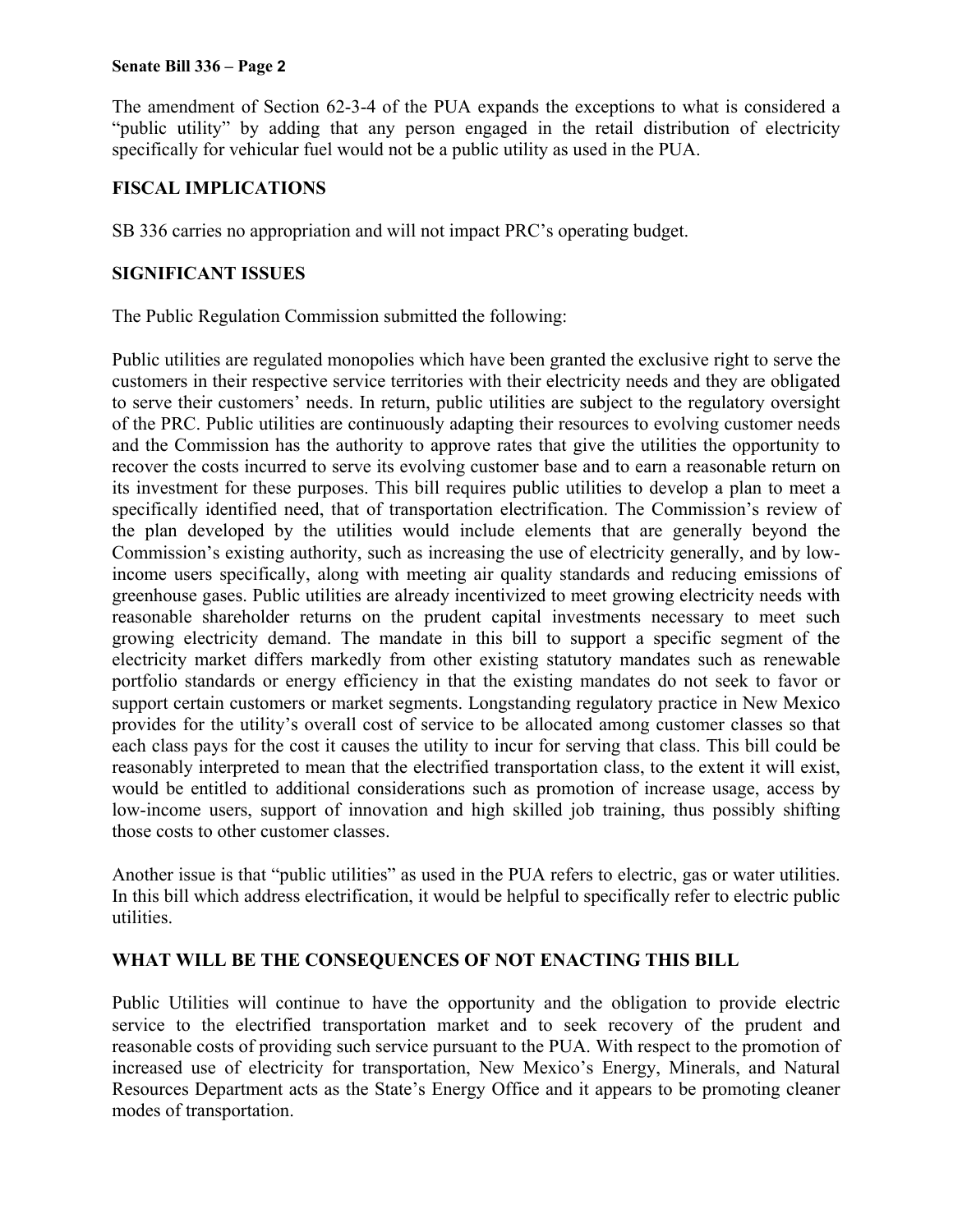The amendment of Section 62-3-4 of the PUA expands the exceptions to what is considered a "public utility" by adding that any person engaged in the retail distribution of electricity specifically for vehicular fuel would not be a public utility as used in the PUA.

## FISCAL IMPLICATIONS

SB 336 carries no appropriation and will not impact PRC's operating budget.

## SIGNIFICANT ISSUES

The Public Regulation Commission submitted the following:

Public utilities are regulated monopolies which have been granted the exclusive right to serve the customers in their respective service territories with their electricity needs and they are obligated to serve their customers' needs. In return, public utilities are subject to the regulatory oversight of the PRC. Public utilities are continuously adapting their resources to evolving customer needs and the Commission has the authority to approve rates that give the utilities the opportunity to recover the costs incurred to serve its evolving customer base and to earn a reasonable return on its investment for these purposes. This bill requires public utilities to develop a plan to meet a specifically identified need, that of transportation electrification. The Commission's review of the plan developed by the utilities would include elements that are generally beyond the Commission's existing authority, such as increasing the use of electricity generally, and by low-income users specifically, along with meeting air quality standards and reducing emissions of greenhouse gases. Public utilities are already incentivized to meet growing electricity needs with reasonable shareholder returns on the prudent capital investments necessary to meet such growing electricity demand. The mandate in this bill to support a specific segment of the electricity market differs markedly from other existing statutory mandates such as renewable portfolio standards or energy efficiency in that the existing mandates do not seek to favor or support certain customers or market segments. Longstanding regulatory practice in New Mexico provides for the utility's overall cost of service to be allocated among customer classes so that each class pays for the cost it causes the utility to incur for serving that class. This bill could be reasonably interpreted to mean that the electrified transportation class, to the extent it will exist, would be entitled to additional considerations such as promotion of increase usage, access by low-income users, support of innovation and high skilled job training, thus possibly shifting those costs to other customer classes.

Another issue is that "public utilities" as used in the PUA refers to electric, gas or water utilities. In this bill which address electrification, it would be helpful to specifically refer to electric public utilities.

## WHAT WILL BE THE CONSEQUENCES OF NOT ENACTING THIS BILL

Public Utilities will continue to have the opportunity and the obligation to provide electric service to the electrified transportation market and to seek recovery of the prudent and reasonable costs of providing such service pursuant to the PUA. With respect to the promotion of increased use of electricity for transportation, New Mexico's Energy, Minerals, and Natural Resources Department acts as the State's Energy Office and it appears to be promoting cleaner modes of transportation.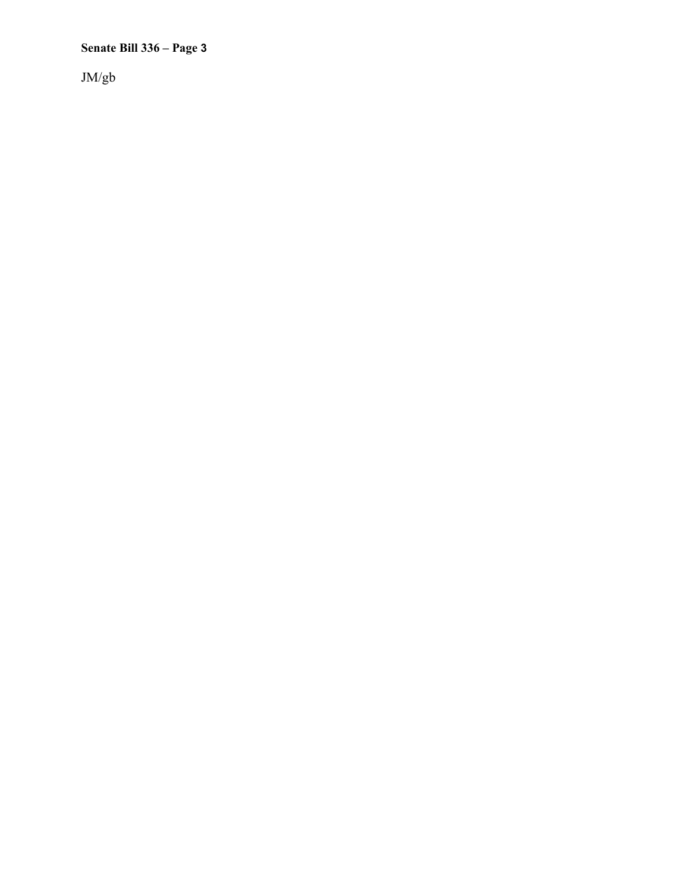JM/gb